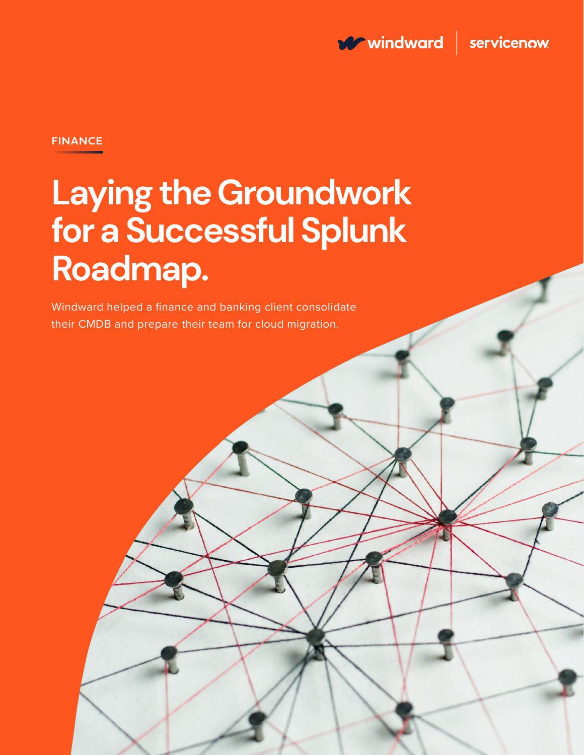windward | servicenow

FINANCE

# Laying the Groundwork for a Successful Splunk Roadmap.

Windward helped a finance and banking client consolidate their CMDB and prepare their team for cloud migration.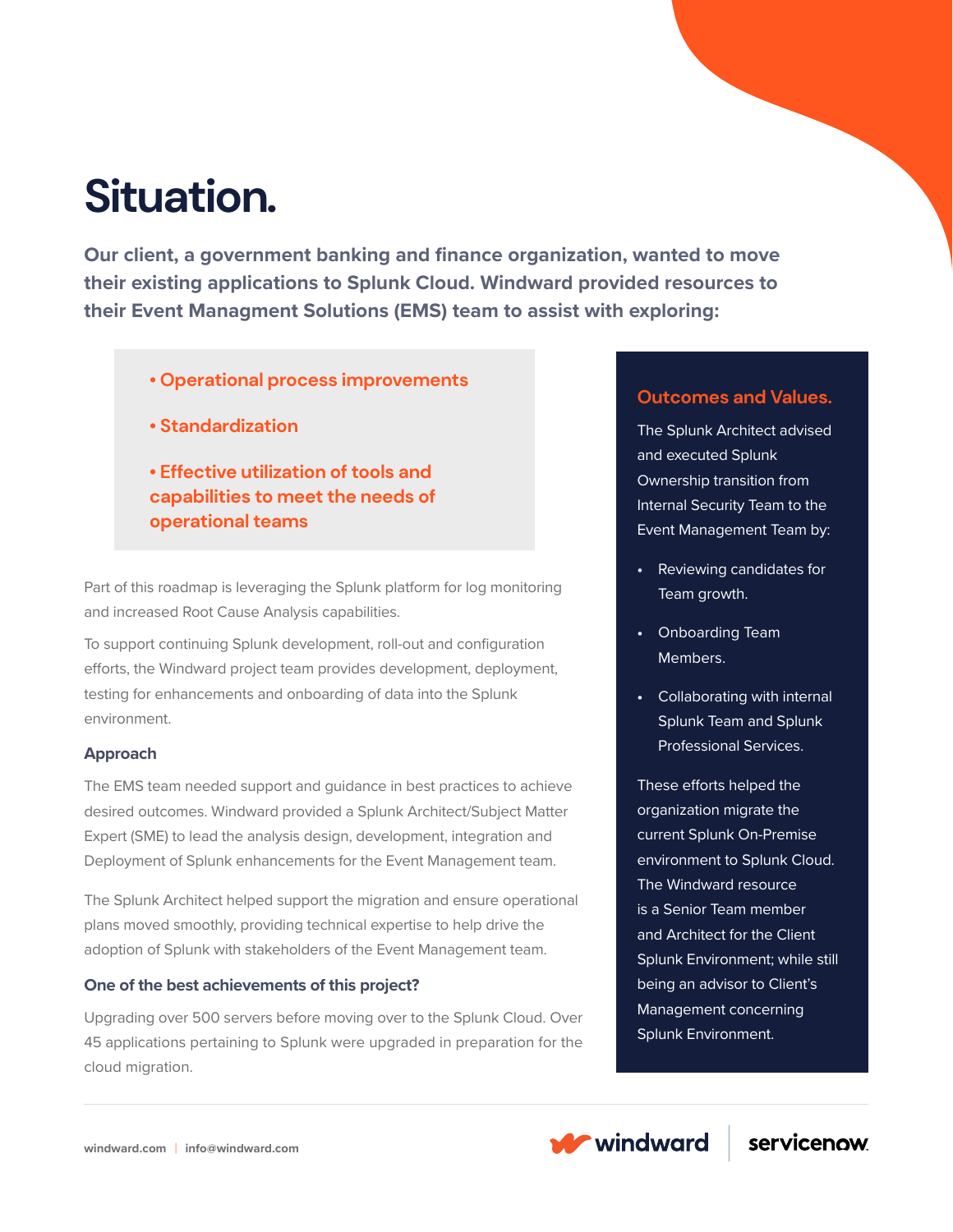# Situation.

**Our client, a government banking and finance organization, wanted to move their existing applications to Splunk Cloud. Windward provided resources to their Event Managment Solutions (EMS) team to assist with exploring:**

- **Operational process improvements**
- **Standardization**
- **Effective utilization of tools and capabilities to meet the needs of operational teams**

Part of this roadmap is leveraging the Splunk platform for log monitoring and increased Root Cause Analysis capabilities.

To support continuing Splunk development, roll-out and configuration efforts, the Windward project team provides development, deployment, testing for enhancements and onboarding of data into the Splunk environment.

### Approach

The EMS team needed support and guidance in best practices to achieve desired outcomes. Windward provided a Splunk Architect/Subject Matter Expert (SME) to lead the analysis design, development, integration and Deployment of Splunk enhancements for the Event Management team.

The Splunk Architect helped support the migration and ensure operational plans moved smoothly, providing technical expertise to help drive the adoption of Splunk with stakeholders of the Event Management team.

### One of the best achievements of this project?

Upgrading over 500 servers before moving over to the Splunk Cloud. Over 45 applications pertaining to Splunk were upgraded in preparation for the cloud migration.

## Outcomes and Values.

The Splunk Architect advised and executed Splunk Ownership transition from Internal Security Team to the Event Management Team by:

- Reviewing candidates for Team growth.
- Onboarding Team Members.
- Collaborating with internal Splunk Team and Splunk Professional Services.

These efforts helped the organization migrate the current Splunk On-Premise environment to Splunk Cloud. The Windward resource is a Senior Team member and Architect for the Client Splunk Environment; while still being an advisor to Client's Management concerning Splunk Environment.

windward.com | info@windward.com

windward | servicenow